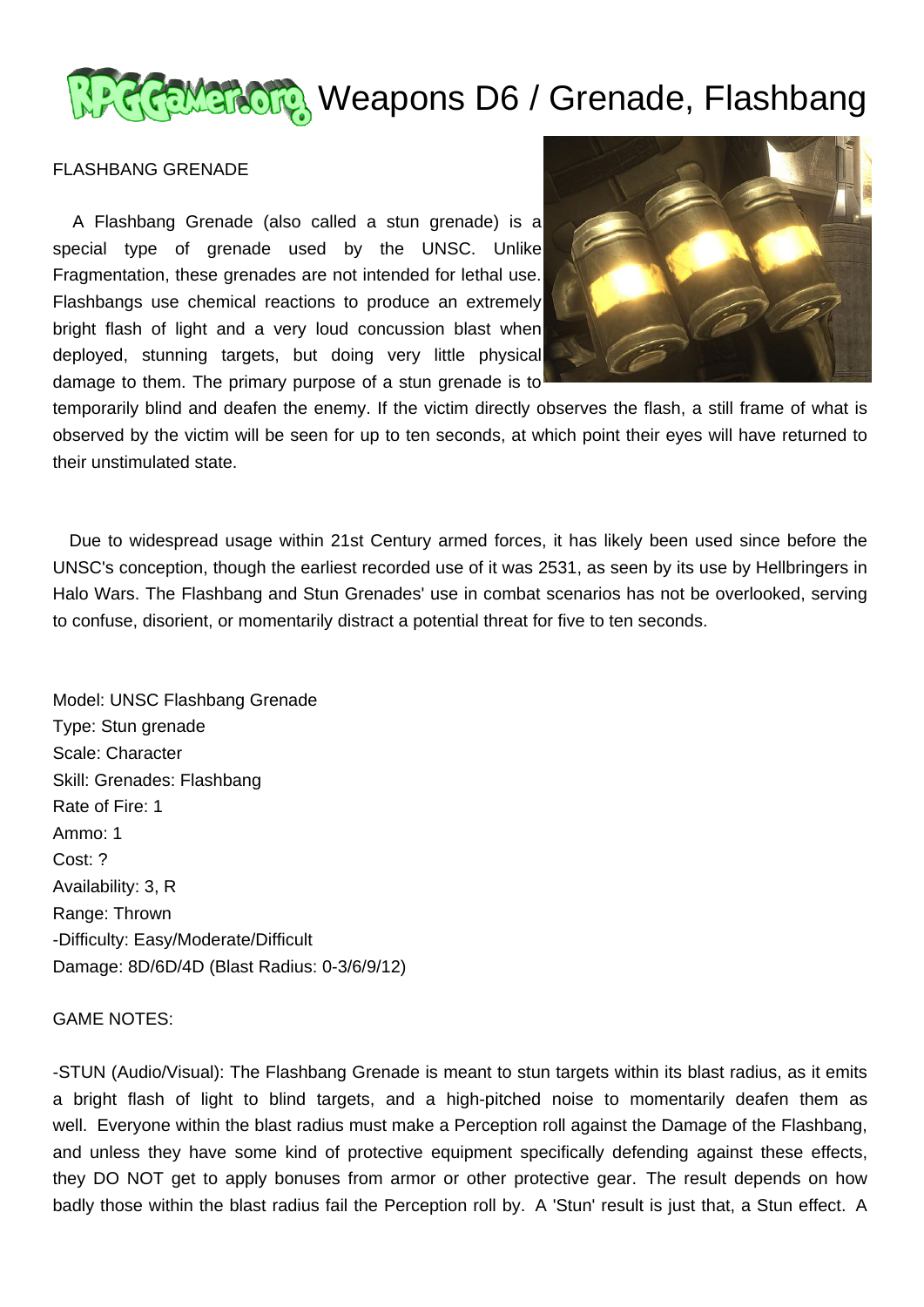# Weapons D6 / Grenade, Flashbang

FLASHBANG GRENADE

A Flashbang Grenade (also called a stun grenade) is a special type of grenade used by the UNSC. Unlike Fragmentation, these grenades are not intended for lethal use. Flashbangs use chemical reactions to produce an extremely bright flash of light and a very loud concussion blast when deployed, stunning targets, but doing very little physical damage to them. The primary purpose of a stun grenade is to temporarily blind and deafen the enemy. If the victim directly observes the flash, a still frame of what is observed by the victim will be seen for up to ten seconds, at which point their eyes will have returned to their unstimulated state.

Due to widespread usage within 21st Century armed forces, it has likely been used since before the UNSC's conception, though the earliest recorded use of it was 2531, as seen by its use by Hellbringers in Halo Wars. The Flashbang and Stun Grenades' use in combat scenarios has not be overlooked, serving to confuse, disorient, or momentarily distract a potential threat for five to ten seconds.

Model: UNSC Flashbang Grenade
Type: Stun grenade
Scale: Character
Skill: Grenades: Flashbang
Rate of Fire: 1
Ammo: 1
Cost: ?
Availability: 3, R
Range: Thrown
-Difficulty: Easy/Moderate/Difficult
Damage: 8D/6D/4D (Blast Radius: 0-3/6/9/12)

GAME NOTES:

-STUN (Audio/Visual): The Flashbang Grenade is meant to stun targets within its blast radius, as it emits a bright flash of light to blind targets, and a high-pitched noise to momentarily deafen them as well. Everyone within the blast radius must make a Perception roll against the Damage of the Flashbang, and unless they have some kind of protective equipment specifically defending against these effects, they DO NOT get to apply bonuses from armor or other protective gear. The result depends on how badly those within the blast radius fail the Perception roll by. A 'Stun' result is just that, a Stun effect. A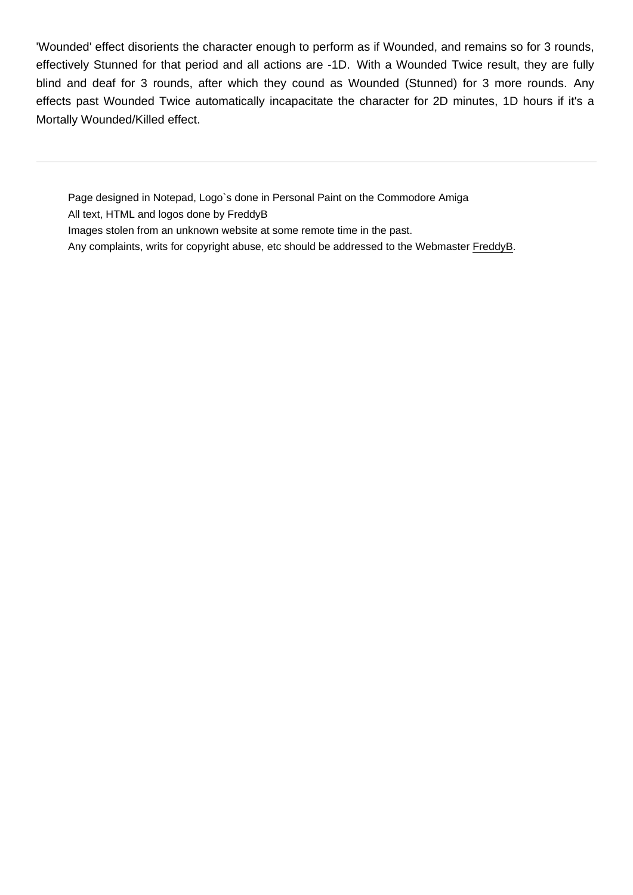'Wounded' effect disorients the character enough to perform as if Wounded, and remains so for 3 rounds, effectively Stunned for that period and all actions are -1D. With a Wounded Twice result, they are fully blind and deaf for 3 rounds, after which they cound as Wounded (Stunned) for 3 more rounds. Any effects past Wounded Twice automatically incapacitate the character for 2D minutes, 1D hours if it's a Mortally Wounded/Killed effect.

---

Page designed in Notepad, Logo`s done in Personal Paint on the Commodore Amiga
All text, HTML and logos done by FreddyB
Images stolen from an unknown website at some remote time in the past.
Any complaints, writs for copyright abuse, etc should be addressed to the Webmaster FreddyB.